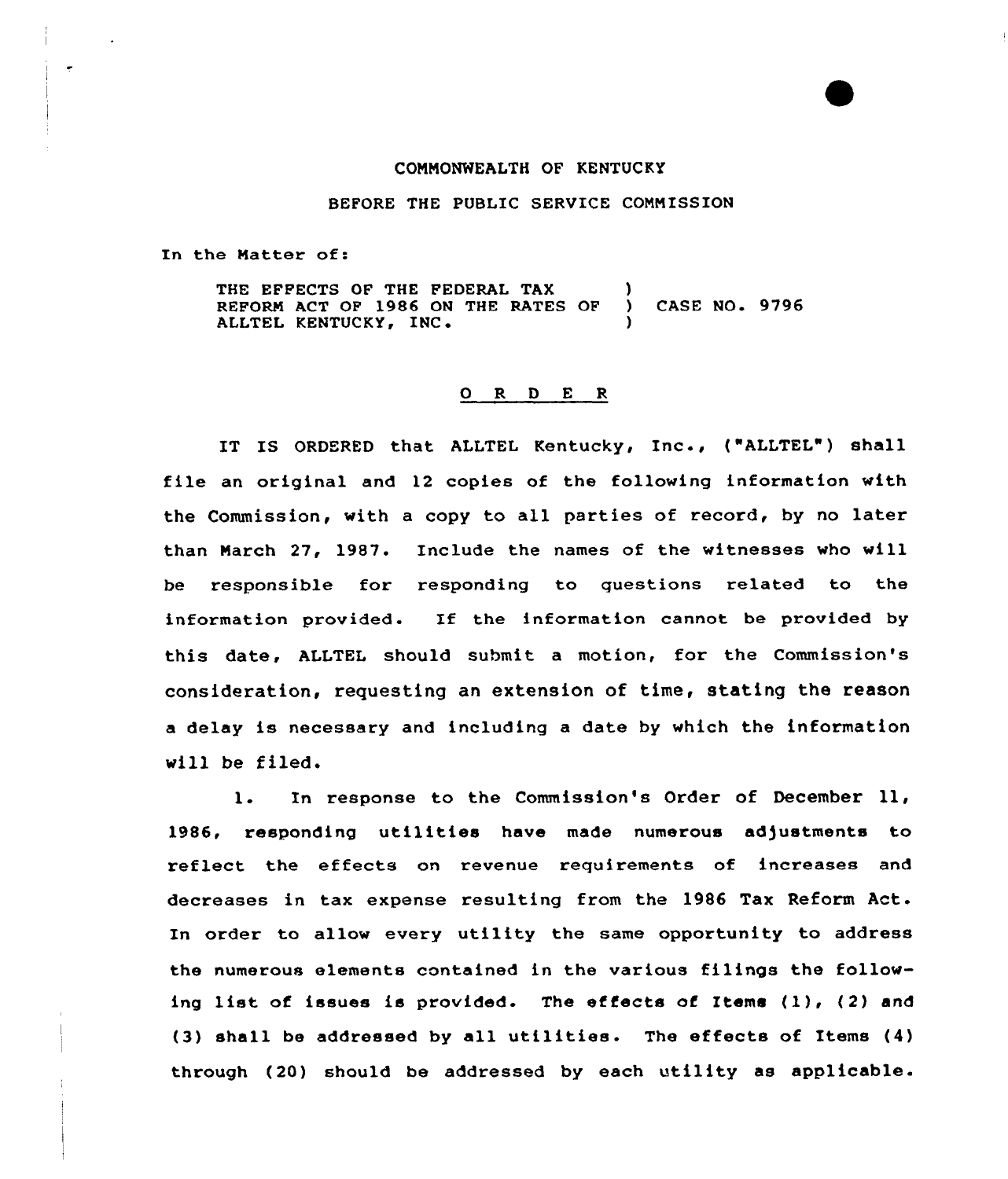COMMONWEALTH OF KENTUCKY

BEFORE THE PUBLIC SERVICE COMMISSION

In the Matter of:

| | | |
|---|---|---|
| THE EFFECTS OF THE FEDERAL TAX REFORM ACT OF 1986 ON THE RATES OF ALLTEL KENTUCKY, INC. | ) ) ) | CASE NO. 9796 |

## O R D E R

IT IS ORDERED that ALLTEL Kentucky, Inc., ("ALLTEL") shall file an original and 12 copies of the following information with the Commission, with a copy to all parties of record, by no later than March 27, 1987. Include the names of the witnesses who will be responsible for responding to questions related to the information provided. If the information cannot be provided by this date, ALLTEL should submit a motion, for the Commission's consideration, requesting an extension of time, stating the reason a delay is necessary and including a date by which the information will be filed.

1. In response to the Commission's Order of December 11, 1986, responding utilities have made numerous adjustments to reflect the effects on revenue requirements of increases and decreases in tax expense resulting from the 1986 Tax Reform Act. In order to allow every utility the same opportunity to address the numerous elements contained in the various filings the following list of issues is provided. The effects of Items (1), (2) and (3) shall be addressed by all utilities. The effects of Items (4) through (20) should be addressed by each utility as applicable.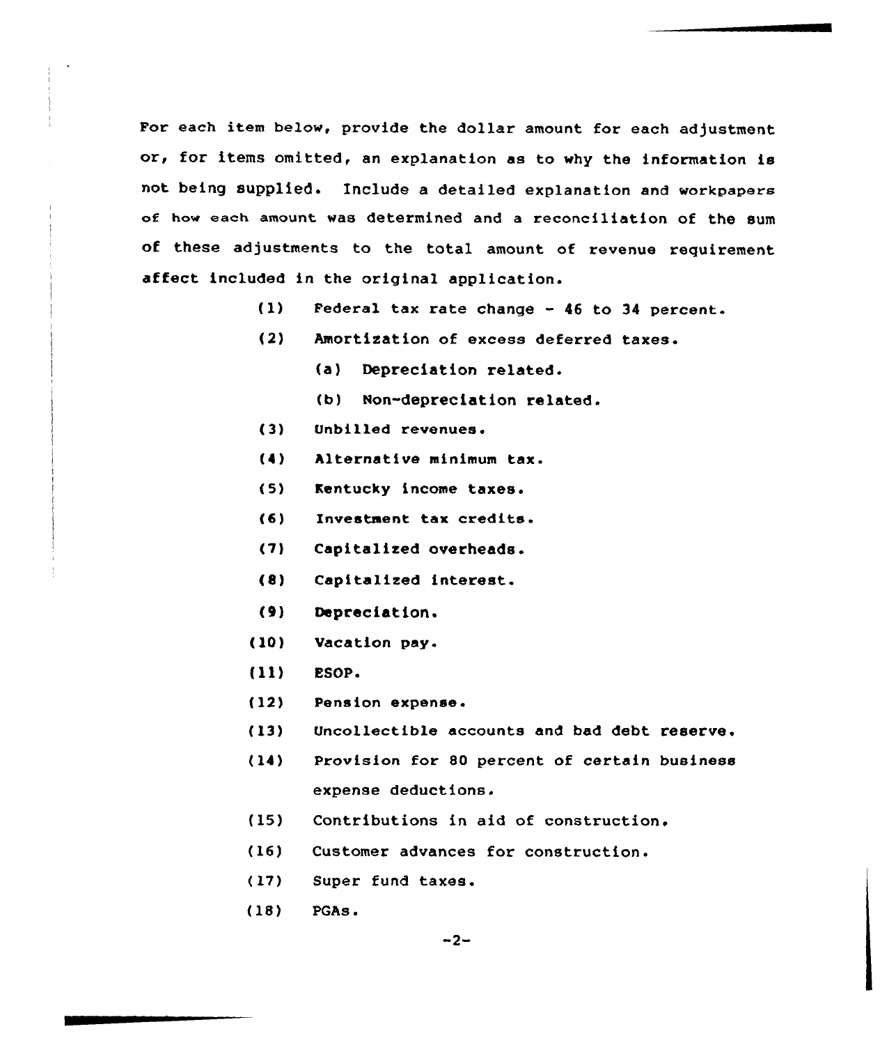For each item below, provide the dollar amount for each adjustment or, for items omitted, an explanation as to why the information is not being supplied. Include a detailed explanation and workpapers of how each amount was determined and a reconciliation of the sum of these adjustments to the total amount of revenue requirement affect included in the original application.

(1) Federal tax rate change - 46 to 34 percent.

(2) Amortization of excess deferred taxes.

  (a) Depreciation related.

  (b) Non-depreciation related.

(3) Unbilled revenues.

(4) Alternative minimum tax.

(5) Kentucky income taxes.

(6) Investment tax credits.

(7) Capitalized overheads.

(8) Capitalized interest.

(9) Depreciation.

(10) Vacation pay.

(11) ESOP.

(12) Pension expense.

(13) Uncollectible accounts and bad debt reserve.

(14) Provision for 80 percent of certain business expense deductions.

(15) Contributions in aid of construction.

(16) Customer advances for construction.

(17) Super fund taxes.

(18) PGAs.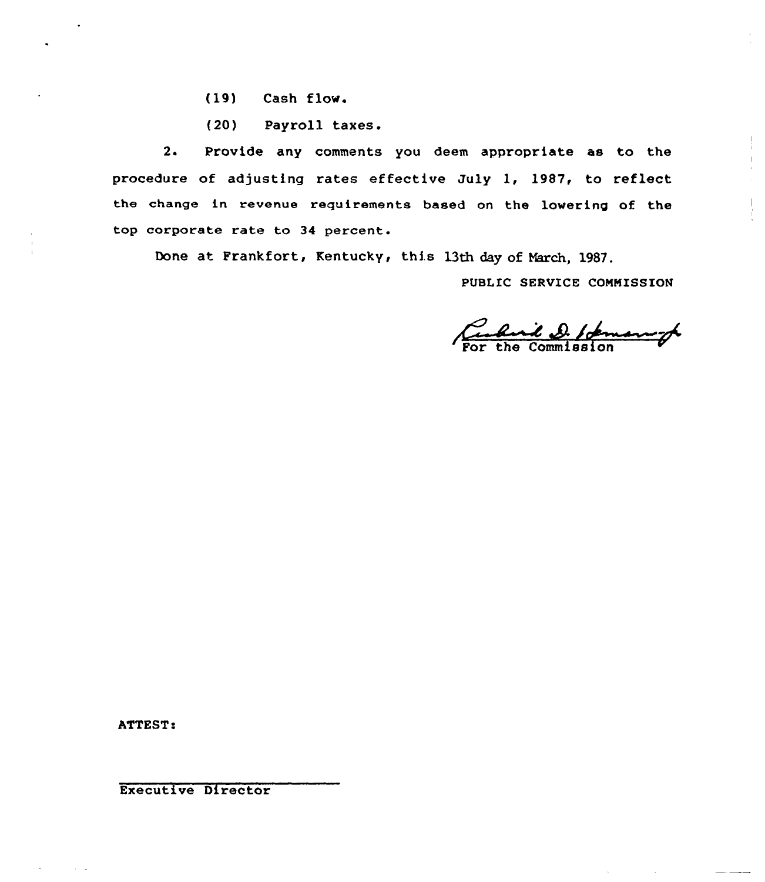(19) Cash flow.

(20) Payroll taxes.

2. Provide any comments you deem appropriate as to the procedure of adjusting rates effective July 1, 1987, to reflect the change in revenue requirements based on the lowering of the top corporate rate to 34 percent.

Done at Frankfort, Kentucky, this 13th day of March, 1987.

PUBLIC SERVICE COMMISSION

For the Commission

ATTEST:

Executive Director